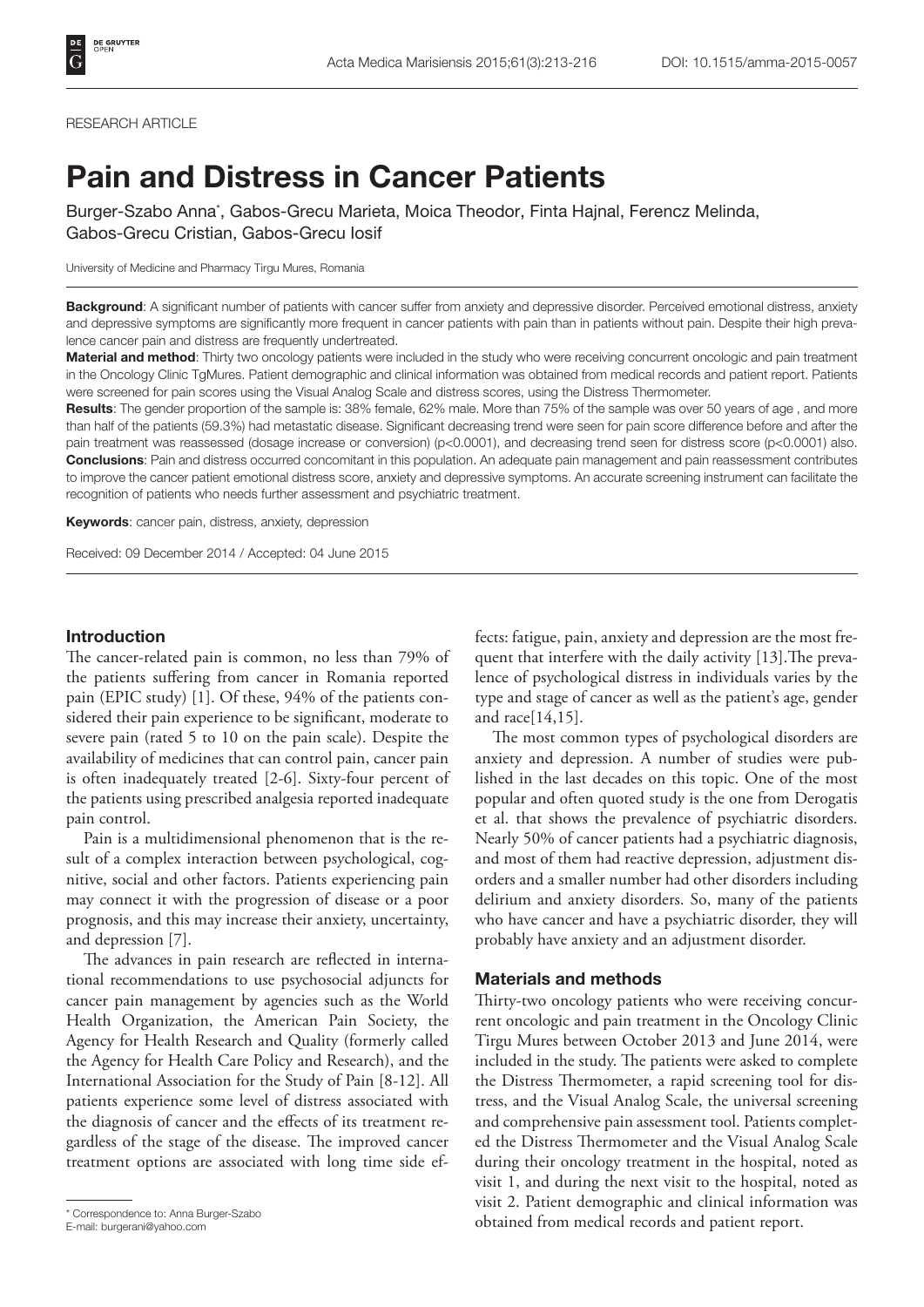RESEARCH ARTICLE

# Pain and Distress in Cancer Patients

Burger-Szabo Anna*, Gabos-Grecu Marieta, Moica Theodor, Finta Hajnal, Ferencz Melinda, Gabos-Grecu Cristian, Gabos-Grecu Iosif

University of Medicine and Pharmacy Tirgu Mures, Romania

**Background**: A significant number of patients with cancer suffer from anxiety and depressive disorder. Perceived emotional distress, anxiety and depressive symptoms are significantly more frequent in cancer patients with pain than in patients without pain. Despite their high prevalence cancer pain and distress are frequently undertreated.

**Material and method**: Thirty two oncology patients were included in the study who were receiving concurrent oncologic and pain treatment in the Oncology Clinic TgMures. Patient demographic and clinical information was obtained from medical records and patient report. Patients were screened for pain scores using the Visual Analog Scale and distress scores, using the Distress Thermometer.

**Results**: The gender proportion of the sample is: 38% female, 62% male. More than 75% of the sample was over 50 years of age , and more than half of the patients (59.3%) had metastatic disease. Significant decreasing trend were seen for pain score difference before and after the pain treatment was reassessed (dosage increase or conversion) ($p<0.0001$), and decreasing trend seen for distress score ($p<0.0001$) also.

**Conclusions**: Pain and distress occurred concomitant in this population. An adequate pain management and pain reassessment contributes to improve the cancer patient emotional distress score, anxiety and depressive symptoms. An accurate screening instrument can facilitate the recognition of patients who needs further assessment and psychiatric treatment.

**Keywords**: cancer pain, distress, anxiety, depression

Received: 09 December 2014 / Accepted: 04 June 2015

## Introduction

The cancer-related pain is common, no less than 79% of the patients suffering from cancer in Romania reported pain (EPIC study) [1]. Of these, 94% of the patients considered their pain experience to be significant, moderate to severe pain (rated 5 to 10 on the pain scale). Despite the availability of medicines that can control pain, cancer pain is often inadequately treated [2-6]. Sixty-four percent of the patients using prescribed analgesia reported inadequate pain control.

Pain is a multidimensional phenomenon that is the result of a complex interaction between psychological, cognitive, social and other factors. Patients experiencing pain may connect it with the progression of disease or a poor prognosis, and this may increase their anxiety, uncertainty, and depression [7].

The advances in pain research are reflected in international recommendations to use psychosocial adjuncts for cancer pain management by agencies such as the World Health Organization, the American Pain Society, the Agency for Health Research and Quality (formerly called the Agency for Health Care Policy and Research), and the International Association for the Study of Pain [8-12]. All patients experience some level of distress associated with the diagnosis of cancer and the effects of its treatment regardless of the stage of the disease. The improved cancer treatment options are associated with long time side effects: fatigue, pain, anxiety and depression are the most frequent that interfere with the daily activity [13].The prevalence of psychological distress in individuals varies by the type and stage of cancer as well as the patient's age, gender and race[14,15].

The most common types of psychological disorders are anxiety and depression. A number of studies were published in the last decades on this topic. One of the most popular and often quoted study is the one from Derogatis et al. that shows the prevalence of psychiatric disorders. Nearly 50% of cancer patients had a psychiatric diagnosis, and most of them had reactive depression, adjustment disorders and a smaller number had other disorders including delirium and anxiety disorders. So, many of the patients who have cancer and have a psychiatric disorder, they will probably have anxiety and an adjustment disorder.

## Materials and methods

Thirty-two oncology patients who were receiving concurrent oncologic and pain treatment in the Oncology Clinic Tirgu Mures between October 2013 and June 2014, were included in the study. The patients were asked to complete the Distress Thermometer, a rapid screening tool for distress, and the Visual Analog Scale, the universal screening and comprehensive pain assessment tool. Patients completed the Distress Thermometer and the Visual Analog Scale during their oncology treatment in the hospital, noted as visit 1, and during the next visit to the hospital, noted as visit 2. Patient demographic and clinical information was obtained from medical records and patient report.

* Correspondence to: Anna Burger-Szabo
E-mail: burgerani@yahoo.com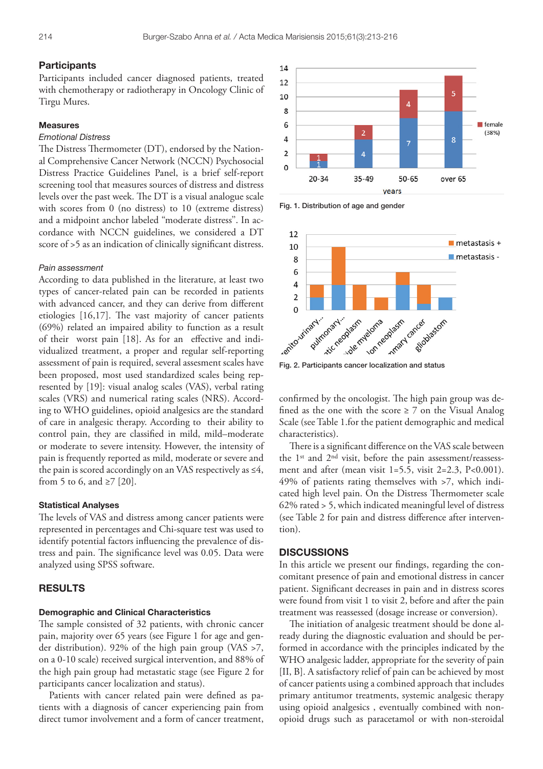## Participants

Participants included cancer diagnosed patients, treated with chemotherapy or radiotherapy in Oncology Clinic of Tirgu Mures.

### Measures

*Emotional Distress*

The Distress Thermometer (DT), endorsed by the National Comprehensive Cancer Network (NCCN) Psychosocial Distress Practice Guidelines Panel, is a brief self-report screening tool that measures sources of distress and distress levels over the past week. The DT is a visual analogue scale with scores from 0 (no distress) to 10 (extreme distress) and a midpoint anchor labeled "moderate distress". In accordance with NCCN guidelines, we considered a DT score of >5 as an indication of clinically significant distress.

*Pain assessment*

According to data published in the literature, at least two types of cancer-related pain can be recorded in patients with advanced cancer, and they can derive from different etiologies [16,17]. The vast majority of cancer patients (69%) related an impaired ability to function as a result of their worst pain [18]. As for an effective and individualized treatment, a proper and regular self-reporting assessment of pain is required, several assesment scales have been proposed, most used standardized scales being represented by [19]: visual analog scales (VAS), verbal rating scales (VRS) and numerical rating scales (NRS). According to WHO guidelines, opioid analgesics are the standard of care in analgesic therapy. According to their ability to control pain, they are classified in mild, mild–moderate or moderate to severe intensity. However, the intensity of pain is frequently reported as mild, moderate or severe and the pain is scored accordingly on an VAS respectively as ≤4, from 5 to 6, and ≥7 [20].

### Statistical Analyses

The levels of VAS and distress among cancer patients were represented in percentages and Chi-square test was used to identify potential factors influencing the prevalence of distress and pain. The significance level was 0.05. Data were analyzed using SPSS software.

## RESULTS

### Demographic and Clinical Characteristics

The sample consisted of 32 patients, with chronic cancer pain, majority over 65 years (see Figure 1 for age and gender distribution). 92% of the high pain group (VAS >7, on a 0-10 scale) received surgical intervention, and 88% of the high pain group had metastatic stage (see Figure 2 for participants cancer localization and status).

Patients with cancer related pain were defined as patients with a diagnosis of cancer experiencing pain from direct tumor involvement and a form of cancer treatment, confirmed by the oncologist. The high pain group was defined as the one with the score ≥ 7 on the Visual Analog Scale (see Table 1.for the patient demographic and medical characteristics).

Fig. 1. Distribution of age and gender

Fig. 2. Participants cancer localization and status

There is a significant difference on the VAS scale between the 1st and 2nd visit, before the pain assessment/reassessment and after (mean visit 1=5.5, visit 2=2.3, P<0.001). 49% of patients rating themselves with >7, which indicated high level pain. On the Distress Thermometer scale 62% rated > 5, which indicated meaningful level of distress (see Table 2 for pain and distress difference after intervention).

## DISCUSSIONS

In this article we present our findings, regarding the concomitant presence of pain and emotional distress in cancer patient. Significant decreases in pain and in distress scores were found from visit 1 to visit 2, before and after the pain treatment was reassessed (dosage increase or conversion).

The initiation of analgesic treatment should be done already during the diagnostic evaluation and should be performed in accordance with the principles indicated by the WHO analgesic ladder, appropriate for the severity of pain [II, B]. A satisfactory relief of pain can be achieved by most of cancer patients using a combined approach that includes primary antitumor treatments, systemic analgesic therapy using opioid analgesics , eventually combined with non-opioid drugs such as paracetamol or with non-steroidal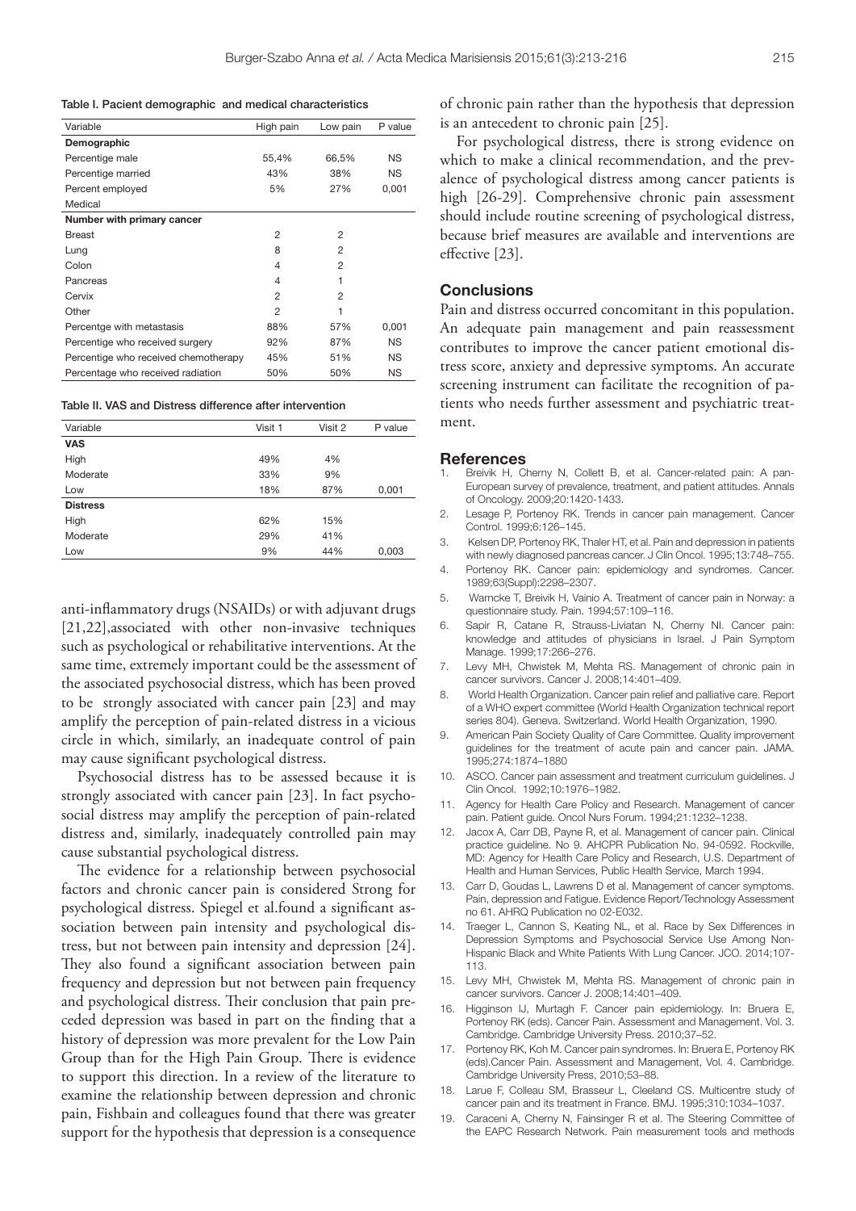Table I. Pacient demographic and medical characteristics

| Variable | High pain | Low pain | P value |
|---|---|---|---|
| **Demographic** | | | |
| Percentige male | 55,4% | 66,5% | NS |
| Percentige married | 43% | 38% | NS |
| Percent employed | 5% | 27% | 0,001 |
| Medical | | | |
| **Number with primary cancer** | | | |
| Breast | 2 | 2 | |
| Lung | 8 | 2 | |
| Colon | 4 | 2 | |
| Pancreas | 4 | 1 | |
| Cervix | 2 | 2 | |
| Other | 2 | 1 | |
| Percentge with metastasis | 88% | 57% | 0,001 |
| Percentige who received surgery | 92% | 87% | NS |
| Percentige who received chemotherapy | 45% | 51% | NS |
| Percentage who received radiation | 50% | 50% | NS |

Table II. VAS and Distress difference after intervention

| Variable | Visit 1 | Visit 2 | P value |
|---|---|---|---|
| **VAS** | | | |
| High | 49% | 4% | |
| Moderate | 33% | 9% | |
| Low | 18% | 87% | 0,001 |
| **Distress** | | | |
| High | 62% | 15% | |
| Moderate | 29% | 41% | |
| Low | 9% | 44% | 0,003 |

anti-inflammatory drugs (NSAIDs) or with adjuvant drugs [21,22],associated with other non-invasive techniques such as psychological or rehabilitative interventions. At the same time, extremely important could be the assessment of the associated psychosocial distress, which has been proved to be strongly associated with cancer pain [23] and may amplify the perception of pain-related distress in a vicious circle in which, similarly, an inadequate control of pain may cause significant psychological distress.

Psychosocial distress has to be assessed because it is strongly associated with cancer pain [23]. In fact psychosocial distress may amplify the perception of pain-related distress and, similarly, inadequately controlled pain may cause substantial psychological distress.

The evidence for a relationship between psychosocial factors and chronic cancer pain is considered Strong for psychological distress. Spiegel et al.found a significant association between pain intensity and psychological distress, but not between pain intensity and depression [24]. They also found a significant association between pain frequency and depression but not between pain frequency and psychological distress. Their conclusion that pain preceded depression was based in part on the finding that a history of depression was more prevalent for the Low Pain Group than for the High Pain Group. There is evidence to support this direction. In a review of the literature to examine the relationship between depression and chronic pain, Fishbain and colleagues found that there was greater support for the hypothesis that depression is a consequence of chronic pain rather than the hypothesis that depression is an antecedent to chronic pain [25].

For psychological distress, there is strong evidence on which to make a clinical recommendation, and the prevalence of psychological distress among cancer patients is high [26-29]. Comprehensive chronic pain assessment should include routine screening of psychological distress, because brief measures are available and interventions are effective [23].

## Conclusions

Pain and distress occurred concomitant in this population. An adequate pain management and pain reassessment contributes to improve the cancer patient emotional distress score, anxiety and depressive symptoms. An accurate screening instrument can facilitate the recognition of patients who needs further assessment and psychiatric treatment.

## References

1. Breivik H, Cherny N, Collett B, et al. Cancer-related pain: A pan-European survey of prevalence, treatment, and patient attitudes. Annals of Oncology. 2009;20:1420-1433.
2. Lesage P, Portenoy RK. Trends in cancer pain management. Cancer Control. 1999;6:126–145.
3. Kelsen DP, Portenoy RK, Thaler HT, et al. Pain and depression in patients with newly diagnosed pancreas cancer. J Clin Oncol. 1995;13:748–755.
4. Portenoy RK. Cancer pain: epidemiology and syndromes. Cancer. 1989;63(Suppl):2298–2307.
5. Warncke T, Breivik H, Vainio A. Treatment of cancer pain in Norway: a questionnaire study. Pain. 1994;57:109–116.
6. Sapir R, Catane R, Strauss-Liviatan N, Cherny NI. Cancer pain: knowledge and attitudes of physicians in Israel. J Pain Symptom Manage. 1999;17:266–276.
7. Levy MH, Chwistek M, Mehta RS. Management of chronic pain in cancer survivors. Cancer J. 2008;14:401–409.
8. World Health Organization. Cancer pain relief and palliative care. Report of a WHO expert committee (World Health Organization technical report series 804). Geneva. Switzerland. World Health Organization, 1990.
9. American Pain Society Quality of Care Committee. Quality improvement guidelines for the treatment of acute pain and cancer pain. JAMA. 1995;274:1874–1880
10. ASCO. Cancer pain assessment and treatment curriculum guidelines. J Clin Oncol. 1992;10:1976–1982.
11. Agency for Health Care Policy and Research. Management of cancer pain. Patient guide. Oncol Nurs Forum. 1994;21:1232–1238.
12. Jacox A, Carr DB, Payne R, et al. Management of cancer pain. Clinical practice guideline. No 9. AHCPR Publication No. 94-0592. Rockville, MD: Agency for Health Care Policy and Research, U.S. Department of Health and Human Services, Public Health Service, March 1994.
13. Carr D, Goudas L, Lawrens D et al. Management of cancer symptoms. Pain, depression and Fatigue. Evidence Report/Technology Assessment no 61. AHRQ Publication no 02-E032.
14. Traeger L, Cannon S, Keating NL, et al. Race by Sex Differences in Depression Symptoms and Psychosocial Service Use Among Non-Hispanic Black and White Patients With Lung Cancer. JCO. 2014;107-113.
15. Levy MH, Chwistek M, Mehta RS. Management of chronic pain in cancer survivors. Cancer J. 2008;14:401–409.
16. Higginson IJ, Murtagh F. Cancer pain epidemiology. In: Bruera E, Portenoy RK (eds). Cancer Pain. Assessment and Management. Vol. 3. Cambridge. Cambridge University Press. 2010;37–52.
17. Portenoy RK, Koh M. Cancer pain syndromes. In: Bruera E, Portenoy RK (eds).Cancer Pain. Assessment and Management, Vol. 4. Cambridge. Cambridge University Press, 2010;53–88.
18. Larue F, Colleau SM, Brasseur L, Cleeland CS. Multicentre study of cancer pain and its treatment in France. BMJ. 1995;310:1034–1037.
19. Caraceni A, Cherny N, Fainsinger R et al. The Steering Committee of the EAPC Research Network. Pain measurement tools and methods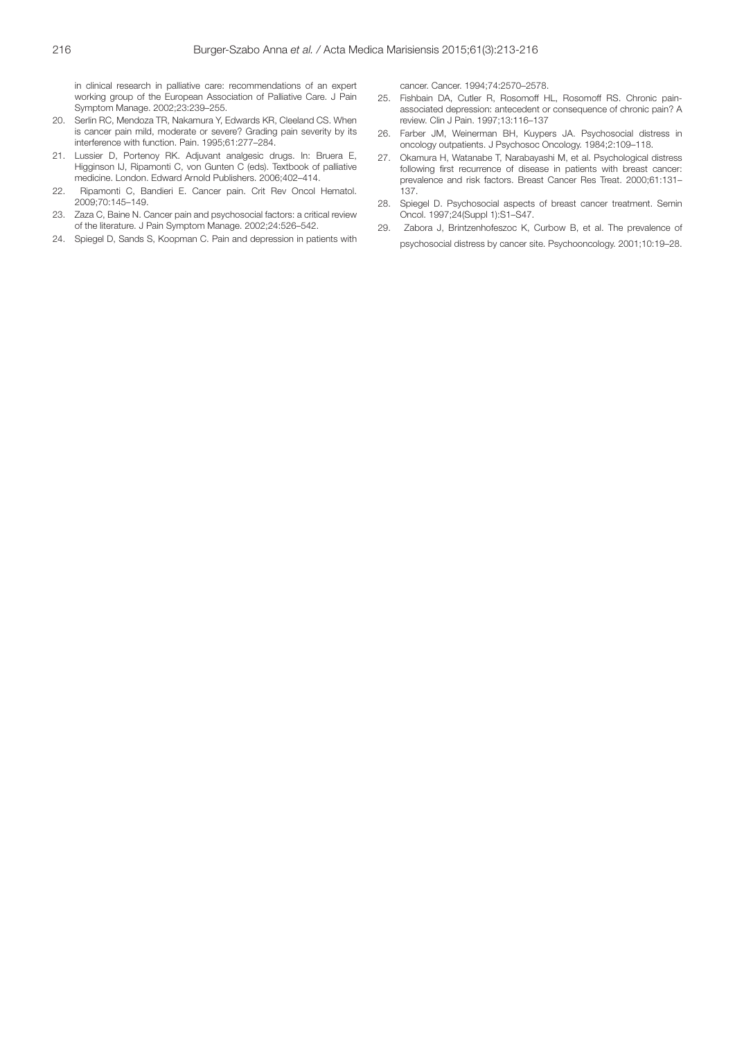in clinical research in palliative care: recommendations of an expert working group of the European Association of Palliative Care. J Pain Symptom Manage. 2002;23:239–255.

20. Serlin RC, Mendoza TR, Nakamura Y, Edwards KR, Cleeland CS. When is cancer pain mild, moderate or severe? Grading pain severity by its interference with function. Pain. 1995;61:277–284.
21. Lussier D, Portenoy RK. Adjuvant analgesic drugs. In: Bruera E, Higginson IJ, Ripamonti C, von Gunten C (eds). Textbook of palliative medicine. London. Edward Arnold Publishers. 2006;402–414.
22. Ripamonti C, Bandieri E. Cancer pain. Crit Rev Oncol Hematol. 2009;70:145–149.
23. Zaza C, Baine N. Cancer pain and psychosocial factors: a critical review of the literature. J Pain Symptom Manage. 2002;24:526–542.
24. Spiegel D, Sands S, Koopman C. Pain and depression in patients with cancer. Cancer. 1994;74:2570–2578.
25. Fishbain DA, Cutler R, Rosomoff HL, Rosomoff RS. Chronic pain-associated depression: antecedent or consequence of chronic pain? A review. Clin J Pain. 1997;13:116–137
26. Farber JM, Weinerman BH, Kuypers JA. Psychosocial distress in oncology outpatients. J Psychosoc Oncology. 1984;2:109–118.
27. Okamura H, Watanabe T, Narabayashi M, et al. Psychological distress following first recurrence of disease in patients with breast cancer: prevalence and risk factors. Breast Cancer Res Treat. 2000;61:131–137.
28. Spiegel D. Psychosocial aspects of breast cancer treatment. Semin Oncol. 1997;24(Suppl 1):S1–S47.
29. Zabora J, Brintzenhofeszoc K, Curbow B, et al. The prevalence of psychosocial distress by cancer site. Psychooncology. 2001;10:19–28.